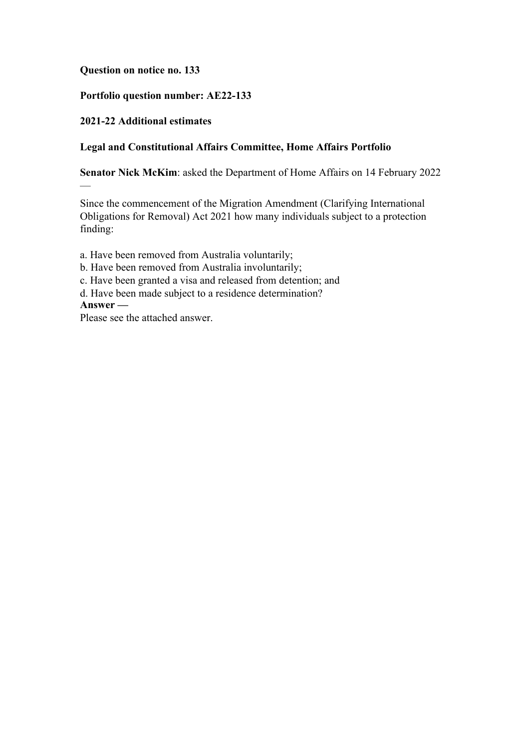**Question on notice no. 133**

**Portfolio question number: AE22-133**

**2021-22 Additional estimates**

**Legal and Constitutional Affairs Committee, Home Affairs Portfolio**

**Senator Nick McKim**: asked the Department of Home Affairs on 14 February 2022 —

Since the commencement of the Migration Amendment (Clarifying International Obligations for Removal) Act 2021 how many individuals subject to a protection finding:

a. Have been removed from Australia voluntarily;
b. Have been removed from Australia involuntarily;
c. Have been granted a visa and released from detention; and
d. Have been made subject to a residence determination?

**Answer —**

Please see the attached answer.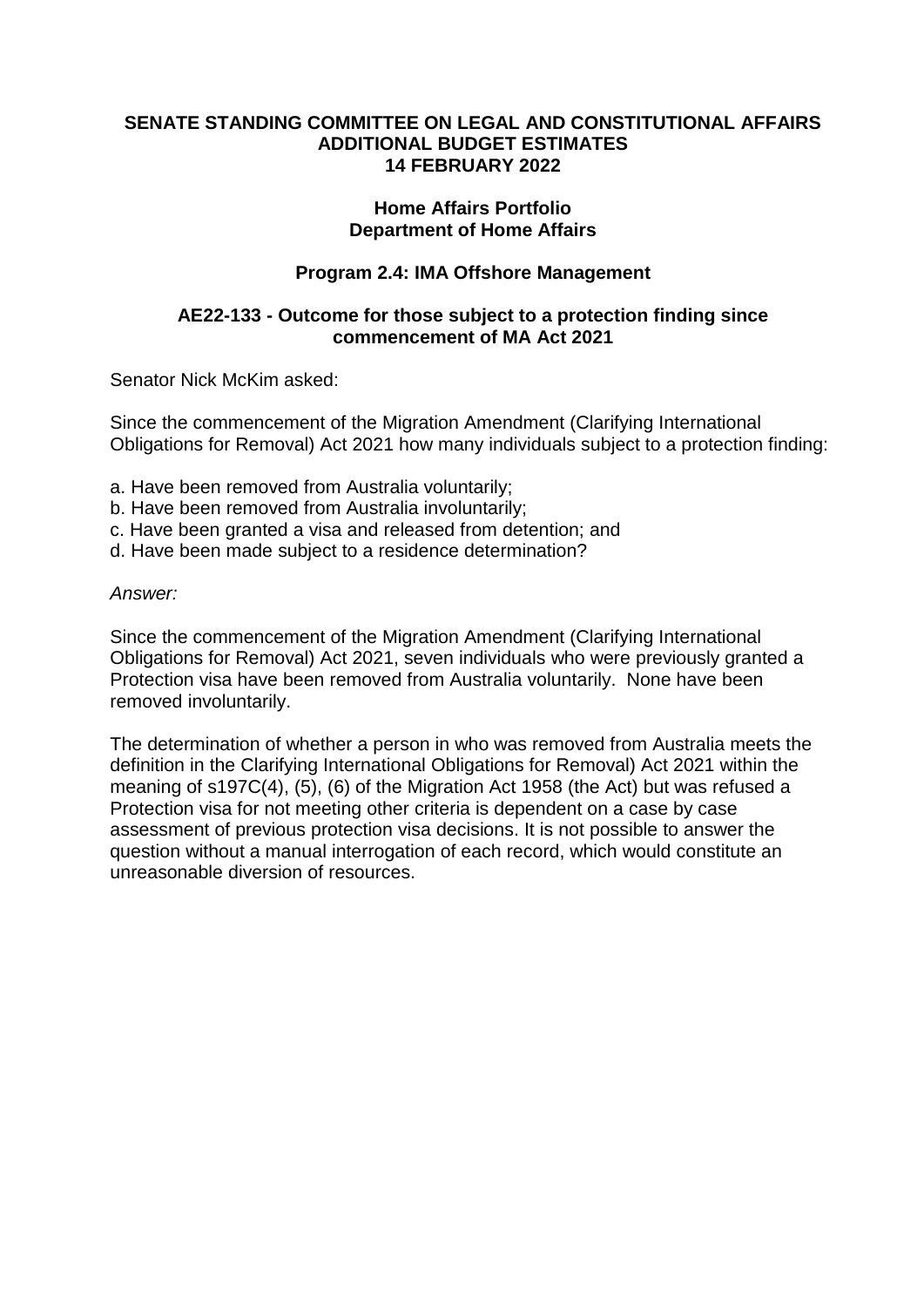**SENATE STANDING COMMITTEE ON LEGAL AND CONSTITUTIONAL AFFAIRS**
**ADDITIONAL BUDGET ESTIMATES**
**14 FEBRUARY 2022**

**Home Affairs Portfolio**
**Department of Home Affairs**

**Program 2.4: IMA Offshore Management**

**AE22-133 - Outcome for those subject to a protection finding since commencement of MA Act 2021**

Senator Nick McKim asked:

Since the commencement of the Migration Amendment (Clarifying International Obligations for Removal) Act 2021 how many individuals subject to a protection finding:

a. Have been removed from Australia voluntarily;
b. Have been removed from Australia involuntarily;
c. Have been granted a visa and released from detention; and
d. Have been made subject to a residence determination?

*Answer:*

Since the commencement of the Migration Amendment (Clarifying International Obligations for Removal) Act 2021, seven individuals who were previously granted a Protection visa have been removed from Australia voluntarily. None have been removed involuntarily.

The determination of whether a person in who was removed from Australia meets the definition in the Clarifying International Obligations for Removal) Act 2021 within the meaning of s197C(4), (5), (6) of the Migration Act 1958 (the Act) but was refused a Protection visa for not meeting other criteria is dependent on a case by case assessment of previous protection visa decisions. It is not possible to answer the question without a manual interrogation of each record, which would constitute an unreasonable diversion of resources.